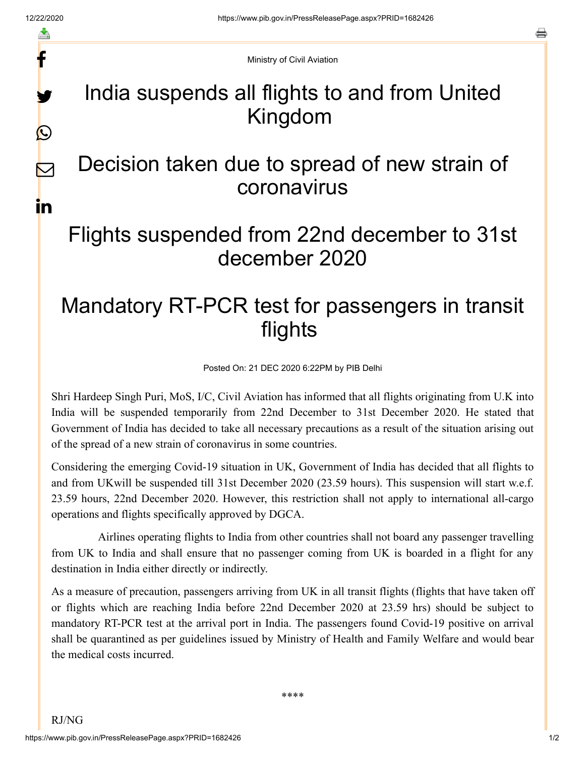Ministry of Civil Aviation

# India suspends all flights to and from United Kingdom

# Decision taken due to spread of new strain of coronavirus

# Flights suspended from 22nd december to 31st december 2020

# Mandatory RT-PCR test for passengers in transit flights

Posted On: 21 DEC 2020 6:22PM by PIB Delhi

Shri Hardeep Singh Puri, MoS, I/C, Civil Aviation has informed that all flights originating from U.K into India will be suspended temporarily from 22nd December to 31st December 2020. He stated that Government of India has decided to take all necessary precautions as a result of the situation arising out of the spread of a new strain of coronavirus in some countries.

Considering the emerging Covid-19 situation in UK, Government of India has decided that all flights to and from UKwill be suspended till 31st December 2020 (23.59 hours). This suspension will start w.e.f. 23.59 hours, 22nd December 2020. However, this restriction shall not apply to international all-cargo operations and flights specifically approved by DGCA.

Airlines operating flights to India from other countries shall not board any passenger travelling from UK to India and shall ensure that no passenger coming from UK is boarded in a flight for any destination in India either directly or indirectly.

As a measure of precaution, passengers arriving from UK in all transit flights (flights that have taken off or flights which are reaching India before 22nd December 2020 at 23.59 hrs) should be subject to mandatory RT-PCR test at the arrival port in India. The passengers found Covid-19 positive on arrival shall be quarantined as per guidelines issued by Ministry of Health and Family Welfare and would bear the medical costs incurred.

****

RJ/NG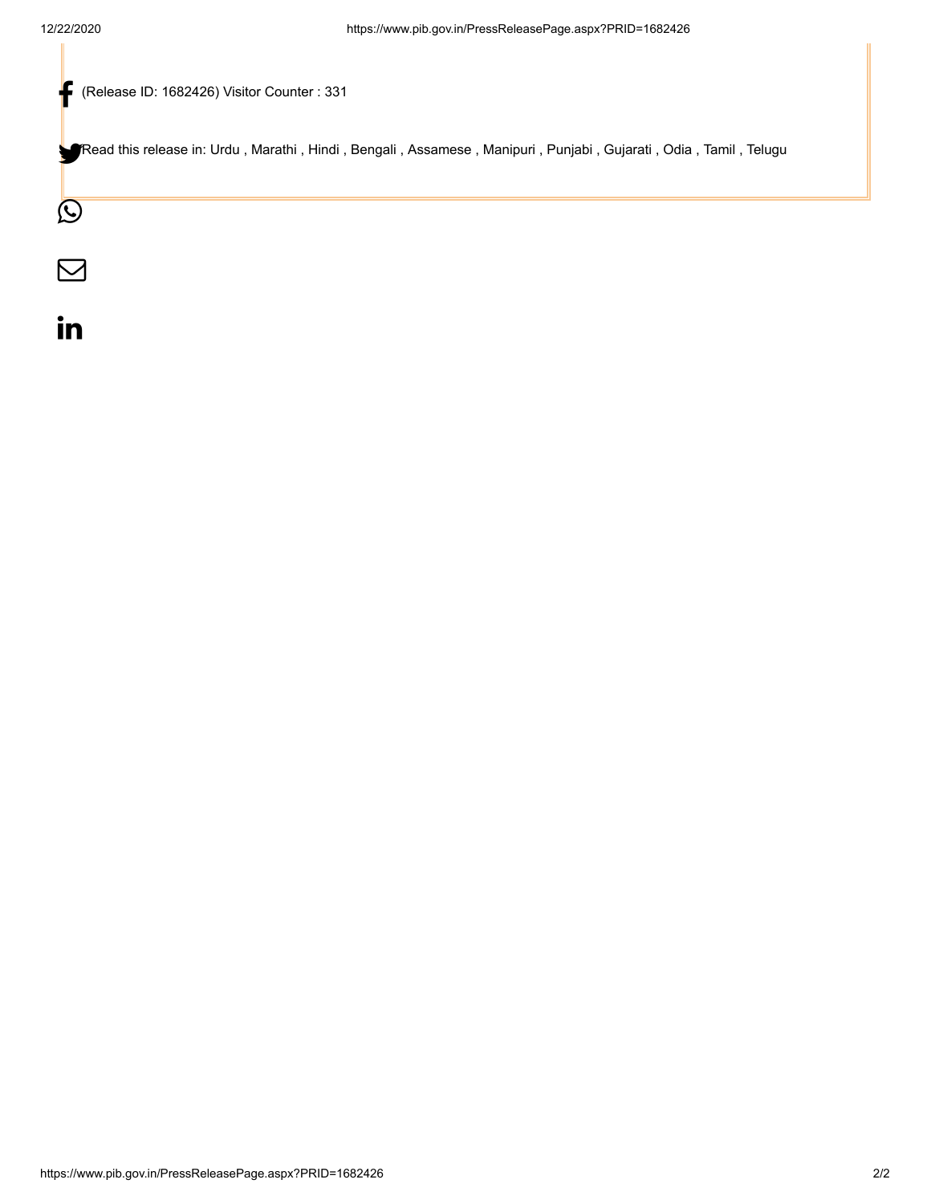(Release ID: 1682426) Visitor Counter : 331

Read this release in: Urdu , Marathi , Hindi , Bengali , Assamese , Manipuri , Punjabi , Gujarati , Odia , Tamil , Telugu